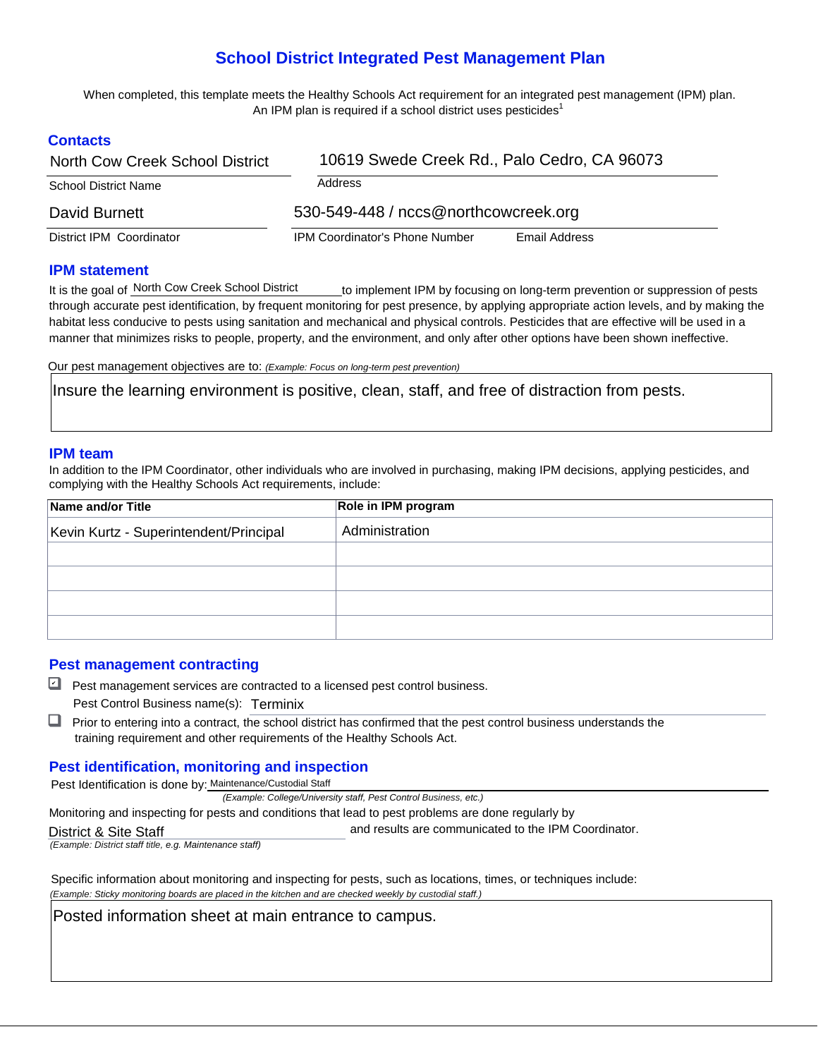# School District Integrated Pest Management Plan

When completed, this template meets the Healthy Schools Act requirement for an integrated pest management (IPM) plan. An IPM plan is required if a school district uses pesticides[1]

## Contacts

North Cow Creek School District
School District Name

10619 Swede Creek Rd., Palo Cedro, CA 96073
Address

David Burnett
District IPM Coordinator

530-549-448 / nccs@northcowcreek.org
IPM Coordinator's Phone Number / Email Address

## IPM statement

It is the goal of North Cow Creek School District to implement IPM by focusing on long-term prevention or suppression of pests through accurate pest identification, by frequent monitoring for pest presence, by applying appropriate action levels, and by making the habitat less conducive to pests using sanitation and mechanical and physical controls. Pesticides that are effective will be used in a manner that minimizes risks to people, property, and the environment, and only after other options have been shown ineffective.

Our pest management objectives are to: *(Example: Focus on long-term pest prevention)*

Insure the learning environment is positive, clean, staff, and free of distraction from pests.

## IPM team

In addition to the IPM Coordinator, other individuals who are involved in purchasing, making IPM decisions, applying pesticides, and complying with the Healthy Schools Act requirements, include:

| Name and/or Title | Role in IPM program |
|---|---|
| Kevin Kurtz - Superintendent/Principal | Administration |
| | |
| | |
| | |
| | |

## Pest management contracting

- [x] Pest management services are contracted to a licensed pest control business.

  Pest Control Business name(s): Terminix

- [ ] Prior to entering into a contract, the school district has confirmed that the pest control business understands the training requirement and other requirements of the Healthy Schools Act.

## Pest identification, monitoring and inspection

Pest Identification is done by: Maintenance/Custodial Staff
*(Example: College/University staff, Pest Control Business, etc.)*

Monitoring and inspecting for pests and conditions that lead to pest problems are done regularly by District & Site Staff and results are communicated to the IPM Coordinator.
*(Example: District staff title, e.g. Maintenance staff)*

Specific information about monitoring and inspecting for pests, such as locations, times, or techniques include:
*(Example: Sticky monitoring boards are placed in the kitchen and are checked weekly by custodial staff.)*

Posted information sheet at main entrance to campus.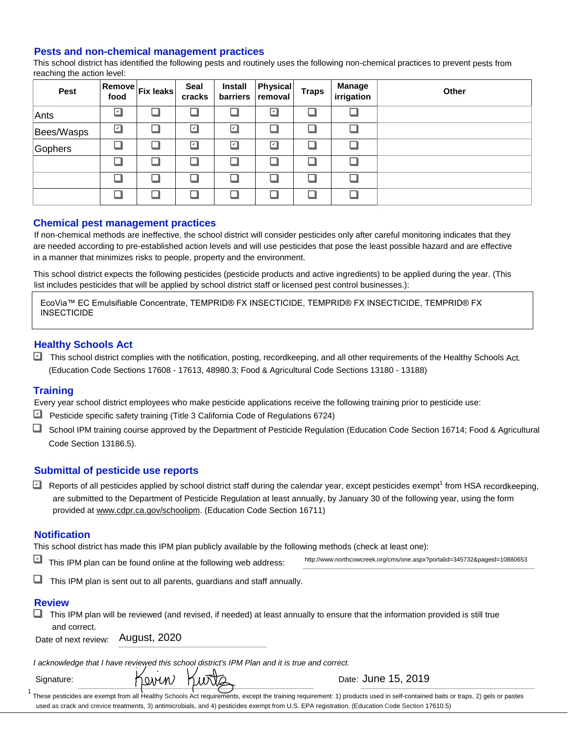## Pests and non-chemical management practices

This school district has identified the following pests and routinely uses the following non-chemical practices to prevent pests from reaching the action level:

| Pest | Remove food | Fix leaks | Seal cracks | Install barriers | Physical removal | Traps | Manage irrigation | Other |
|---|---|---|---|---|---|---|---|---|
| Ants | ☑ | ☐ | ☐ | ☐ | ☑ | ☐ | ☐ | |
| Bees/Wasps | ☑ | ☐ | ☑ | ☑ | ☐ | ☐ | ☐ | |
| Gophers | ☐ | ☐ | ☑ | ☑ | ☑ | ☐ | ☐ | |
| | ☐ | ☐ | ☐ | ☐ | ☐ | ☐ | ☐ | |
| | ☐ | ☐ | ☐ | ☐ | ☐ | ☐ | ☐ | |
| | ☐ | ☐ | ☐ | ☐ | ☐ | ☐ | ☐ | |

## Chemical pest management practices

If non-chemical methods are ineffective, the school district will consider pesticides only after careful monitoring indicates that they are needed according to pre-established action levels and will use pesticides that pose the least possible hazard and are effective in a manner that minimizes risks to people, property and the environment.

This school district expects the following pesticides (pesticide products and active ingredients) to be applied during the year. (This list includes pesticides that will be applied by school district staff or licensed pest control businesses.):

EcoVia™ EC Emulsifiable Concentrate, TEMPRID® FX INSECTICIDE, TEMPRID® FX INSECTICIDE, TEMPRID® FX INSECTICIDE

## Healthy Schools Act

☑ This school district complies with the notification, posting, recordkeeping, and all other requirements of the Healthy Schools Act. (Education Code Sections 17608 - 17613, 48980.3; Food & Agricultural Code Sections 13180 - 13188)

## Training

Every year school district employees who make pesticide applications receive the following training prior to pesticide use:

☑ Pesticide specific safety training (Title 3 California Code of Regulations 6724)

☐ School IPM training course approved by the Department of Pesticide Regulation (Education Code Section 16714; Food & Agricultural Code Section 13186.5).

## Submittal of pesticide use reports

☑ Reports of all pesticides applied by school district staff during the calendar year, except pesticides exempt[1] from HSA recordkeeping, are submitted to the Department of Pesticide Regulation at least annually, by January 30 of the following year, using the form provided at www.cdpr.ca.gov/schoolipm. (Education Code Section 16711)

## Notification

This school district has made this IPM plan publicly available by the following methods (check at least one):

☑ This IPM plan can be found online at the following web address: http://www.northcowcreek.org/cms/one.aspx?portalid=345732&pageid=10880653

☐ This IPM plan is sent out to all parents, guardians and staff annually.

## Review

☐ This IPM plan will be reviewed (and revised, if needed) at least annually to ensure that the information provided is still true and correct.

Date of next review: August, 2020

*I acknowledge that I have reviewed this school district's IPM Plan and it is true and correct.*

Signature: Kevin Kurtz

Date: June 15, 2019

[1] These pesticides are exempt from all Healthy Schools Act requirements, except the training requirement: 1) products used in self-contained baits or traps, 2) gels or pastes used as crack and crevice treatments, 3) antimicrobials, and 4) pesticides exempt from U.S. EPA registration. (Education Code Section 17610.5)